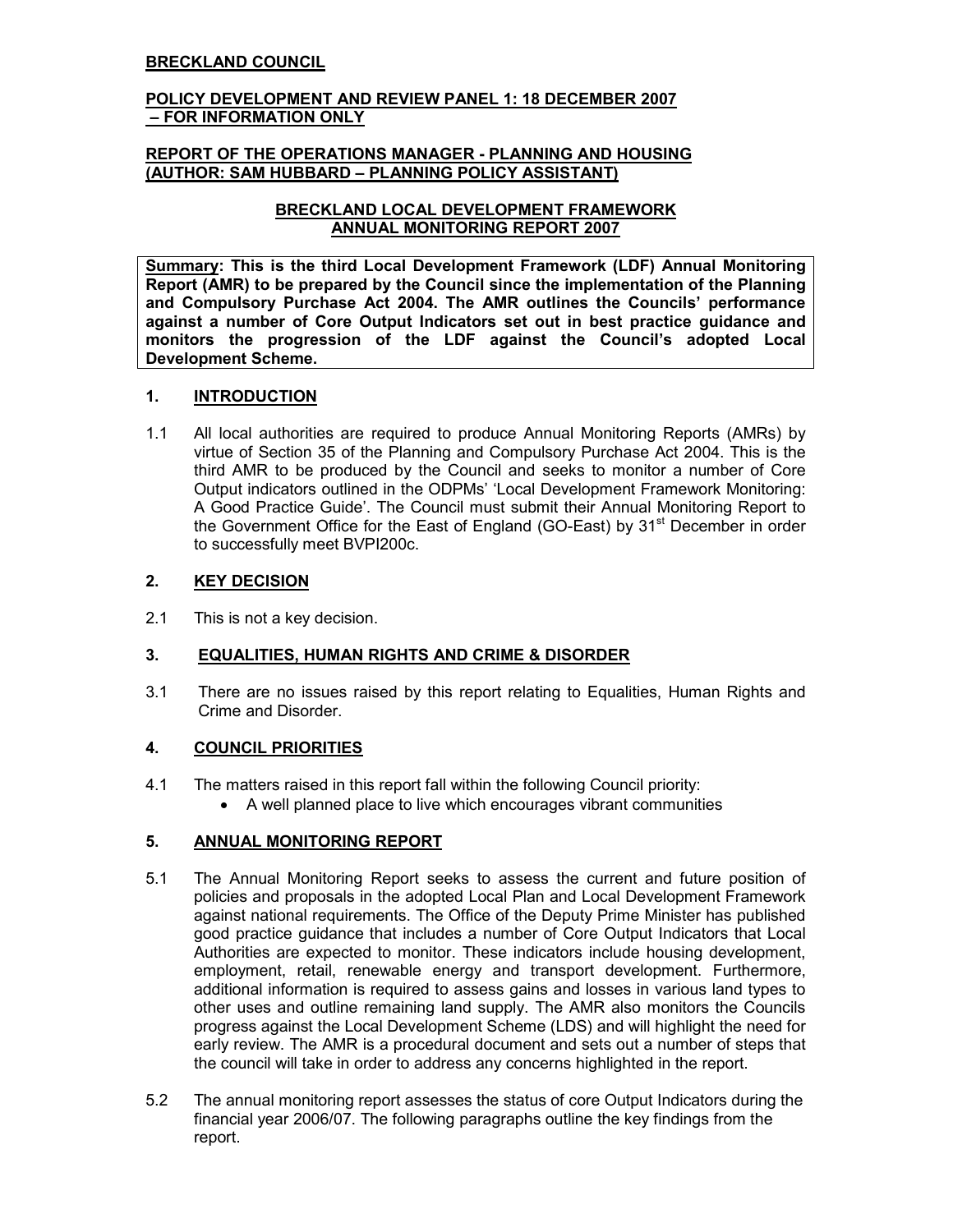**BRECKLAND COUNCIL**

**POLICY DEVELOPMENT AND REVIEW PANEL 1: 18 DECEMBER 2007 – FOR INFORMATION ONLY**

**REPORT OF THE OPERATIONS MANAGER - PLANNING AND HOUSING (AUTHOR: SAM HUBBARD – PLANNING POLICY ASSISTANT)**

**BRECKLAND LOCAL DEVELOPMENT FRAMEWORK ANNUAL MONITORING REPORT 2007**

**Summary: This is the third Local Development Framework (LDF) Annual Monitoring Report (AMR) to be prepared by the Council since the implementation of the Planning and Compulsory Purchase Act 2004. The AMR outlines the Councils' performance against a number of Core Output Indicators set out in best practice guidance and monitors the progression of the LDF against the Council's adopted Local Development Scheme.**

## 1. INTRODUCTION

1.1 All local authorities are required to produce Annual Monitoring Reports (AMRs) by virtue of Section 35 of the Planning and Compulsory Purchase Act 2004. This is the third AMR to be produced by the Council and seeks to monitor a number of Core Output indicators outlined in the ODPMs' 'Local Development Framework Monitoring: A Good Practice Guide'. The Council must submit their Annual Monitoring Report to the Government Office for the East of England (GO-East) by 31st December in order to successfully meet BVPI200c.

## 2. KEY DECISION

2.1 This is not a key decision.

## 3. EQUALITIES, HUMAN RIGHTS AND CRIME & DISORDER

3.1 There are no issues raised by this report relating to Equalities, Human Rights and Crime and Disorder.

## 4. COUNCIL PRIORITIES

4.1 The matters raised in this report fall within the following Council priority:

- A well planned place to live which encourages vibrant communities

## 5. ANNUAL MONITORING REPORT

5.1 The Annual Monitoring Report seeks to assess the current and future position of policies and proposals in the adopted Local Plan and Local Development Framework against national requirements. The Office of the Deputy Prime Minister has published good practice guidance that includes a number of Core Output Indicators that Local Authorities are expected to monitor. These indicators include housing development, employment, retail, renewable energy and transport development. Furthermore, additional information is required to assess gains and losses in various land types to other uses and outline remaining land supply. The AMR also monitors the Councils progress against the Local Development Scheme (LDS) and will highlight the need for early review. The AMR is a procedural document and sets out a number of steps that the council will take in order to address any concerns highlighted in the report.

5.2 The annual monitoring report assesses the status of core Output Indicators during the financial year 2006/07. The following paragraphs outline the key findings from the report.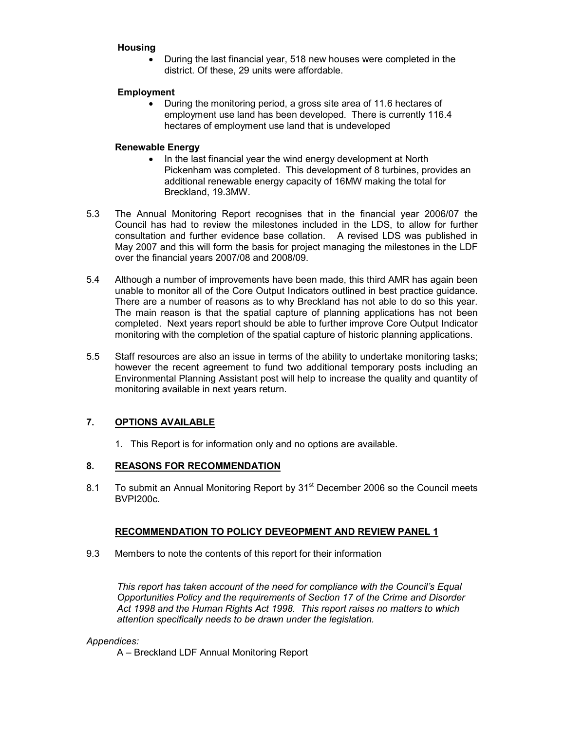**Housing**

- During the last financial year, 518 new houses were completed in the district. Of these, 29 units were affordable.

**Employment**

- During the monitoring period, a gross site area of 11.6 hectares of employment use land has been developed. There is currently 116.4 hectares of employment use land that is undeveloped

**Renewable Energy**

- In the last financial year the wind energy development at North Pickenham was completed. This development of 8 turbines, provides an additional renewable energy capacity of 16MW making the total for Breckland, 19.3MW.

5.3 The Annual Monitoring Report recognises that in the financial year 2006/07 the Council has had to review the milestones included in the LDS, to allow for further consultation and further evidence base collation. A revised LDS was published in May 2007 and this will form the basis for project managing the milestones in the LDF over the financial years 2007/08 and 2008/09.

5.4 Although a number of improvements have been made, this third AMR has again been unable to monitor all of the Core Output Indicators outlined in best practice guidance. There are a number of reasons as to why Breckland has not able to do so this year. The main reason is that the spatial capture of planning applications has not been completed. Next years report should be able to further improve Core Output Indicator monitoring with the completion of the spatial capture of historic planning applications.

5.5 Staff resources are also an issue in terms of the ability to undertake monitoring tasks; however the recent agreement to fund two additional temporary posts including an Environmental Planning Assistant post will help to increase the quality and quantity of monitoring available in next years return.

## 7. OPTIONS AVAILABLE

1. This Report is for information only and no options are available.

## 8. REASONS FOR RECOMMENDATION

8.1 To submit an Annual Monitoring Report by 31st December 2006 so the Council meets BVPI200c.

## RECOMMENDATION TO POLICY DEVEOPMENT AND REVIEW PANEL 1

9.3 Members to note the contents of this report for their information

*This report has taken account of the need for compliance with the Council's Equal Opportunities Policy and the requirements of Section 17 of the Crime and Disorder Act 1998 and the Human Rights Act 1998. This report raises no matters to which attention specifically needs to be drawn under the legislation.*

*Appendices:*

A – Breckland LDF Annual Monitoring Report